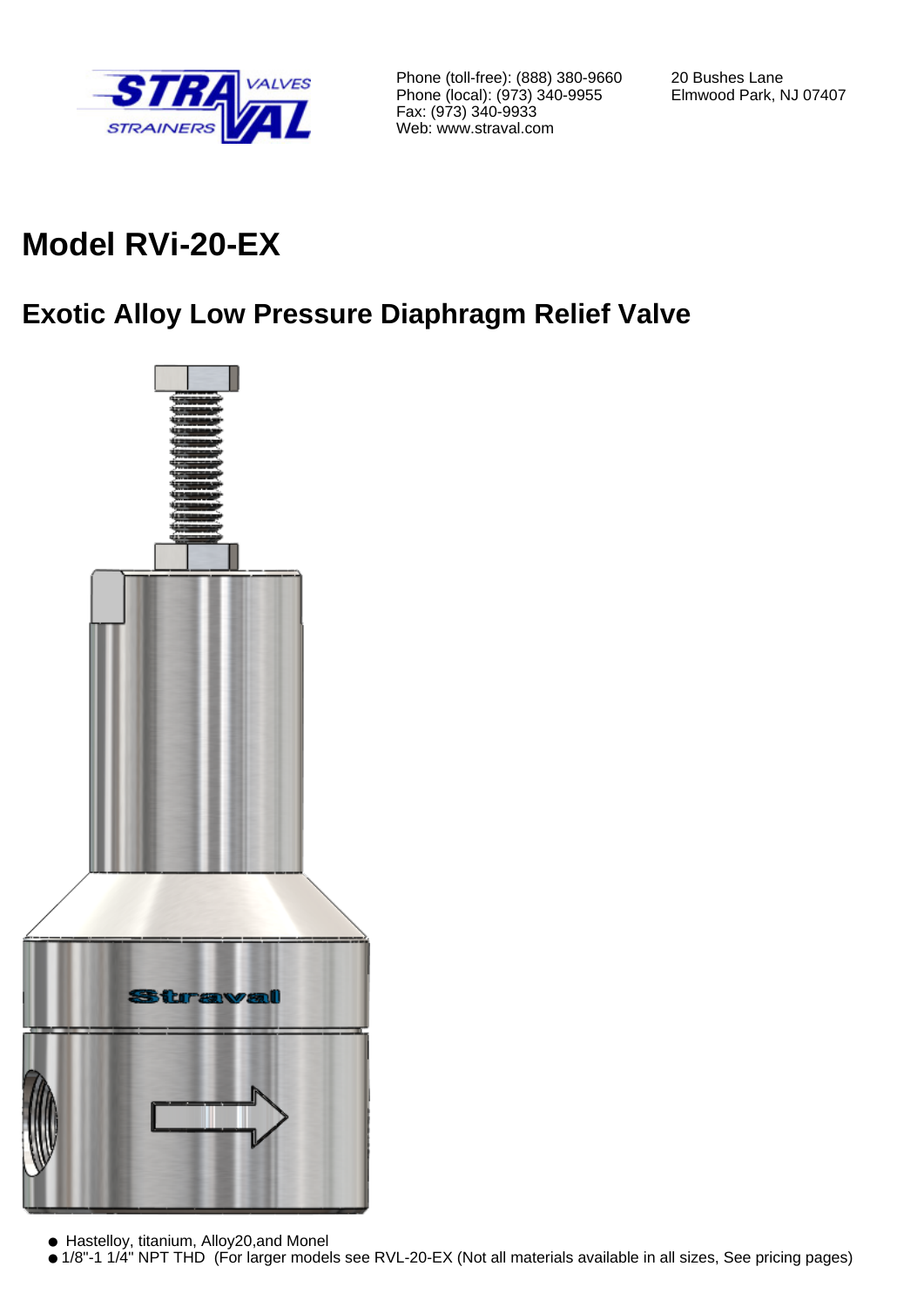Phone (toll-free): (888) 380-9660
Phone (local): (973) 340-9955
Fax: (973) 340-9933
Web: www.straval.com

20 Bushes Lane
Elmwood Park, NJ 07407

# Model RVi-20-EX

## Exotic Alloy Low Pressure Diaphragm Relief Valve

- Hastelloy, titanium, Alloy20,and Monel
- 1/8"-1 1/4" NPT THD (For larger models see RVL-20-EX (Not all materials available in all sizes, See pricing pages)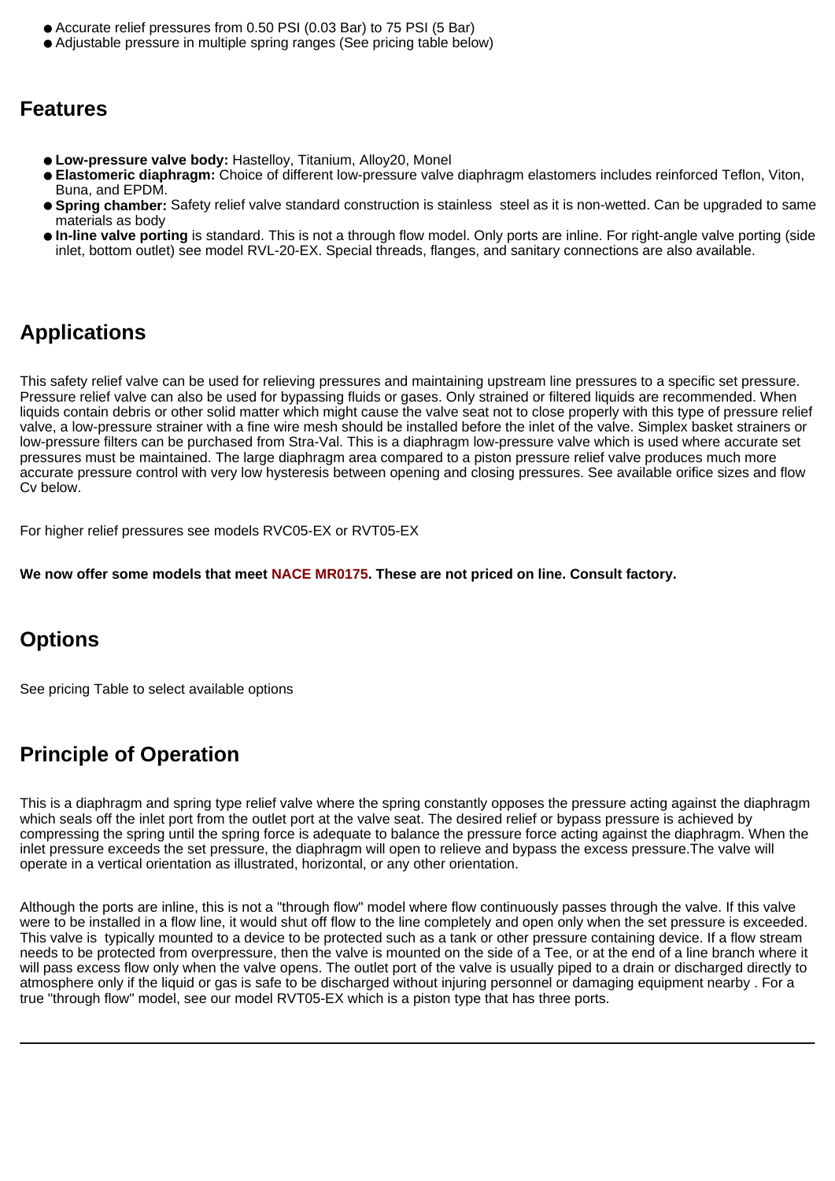- Accurate relief pressures from 0.50 PSI (0.03 Bar) to 75 PSI (5 Bar)
- Adjustable pressure in multiple spring ranges (See pricing table below)

## Features

- **Low-pressure valve body:** Hastelloy, Titanium, Alloy20, Monel
- **Elastomeric diaphragm:** Choice of different low-pressure valve diaphragm elastomers includes reinforced Teflon, Viton, Buna, and EPDM.
- **Spring chamber:** Safety relief valve standard construction is stainless steel as it is non-wetted. Can be upgraded to same materials as body
- **In-line valve porting** is standard. This is not a through flow model. Only ports are inline. For right-angle valve porting (side inlet, bottom outlet) see model RVL-20-EX. Special threads, flanges, and sanitary connections are also available.

## Applications

This safety relief valve can be used for relieving pressures and maintaining upstream line pressures to a specific set pressure. Pressure relief valve can also be used for bypassing fluids or gases. Only strained or filtered liquids are recommended. When liquids contain debris or other solid matter which might cause the valve seat not to close properly with this type of pressure relief valve, a low-pressure strainer with a fine wire mesh should be installed before the inlet of the valve. Simplex basket strainers or low-pressure filters can be purchased from Stra-Val. This is a diaphragm low-pressure valve which is used where accurate set pressures must be maintained. The large diaphragm area compared to a piston pressure relief valve produces much more accurate pressure control with very low hysteresis between opening and closing pressures. See available orifice sizes and flow Cv below.

For higher relief pressures see models RVC05-EX or RVT05-EX

**We now offer some models that meet NACE MR0175. These are not priced on line. Consult factory.**

## Options

See pricing Table to select available options

## Principle of Operation

This is a diaphragm and spring type relief valve where the spring constantly opposes the pressure acting against the diaphragm which seals off the inlet port from the outlet port at the valve seat. The desired relief or bypass pressure is achieved by compressing the spring until the spring force is adequate to balance the pressure force acting against the diaphragm. When the inlet pressure exceeds the set pressure, the diaphragm will open to relieve and bypass the excess pressure.The valve will operate in a vertical orientation as illustrated, horizontal, or any other orientation.

Although the ports are inline, this is not a "through flow" model where flow continuously passes through the valve. If this valve were to be installed in a flow line, it would shut off flow to the line completely and open only when the set pressure is exceeded. This valve is typically mounted to a device to be protected such as a tank or other pressure containing device. If a flow stream needs to be protected from overpressure, then the valve is mounted on the side of a Tee, or at the end of a line branch where it will pass excess flow only when the valve opens. The outlet port of the valve is usually piped to a drain or discharged directly to atmosphere only if the liquid or gas is safe to be discharged without injuring personnel or damaging equipment nearby . For a true "through flow" model, see our model RVT05-EX which is a piston type that has three ports.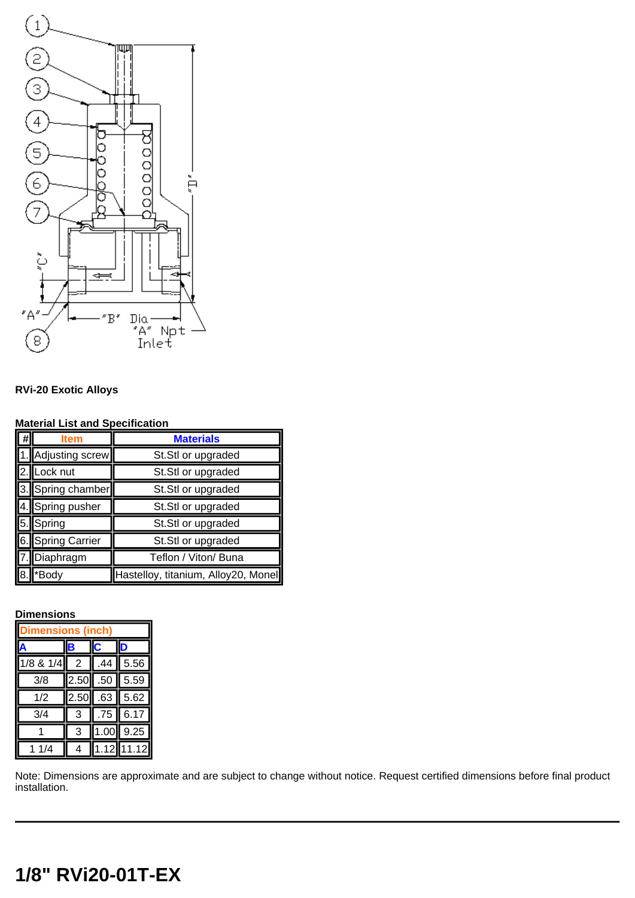**RVi-20 Exotic Alloys**

**Material List and Specification**

| # | Item | Materials |
|---|---|---|
| 1. | Adjusting screw | St.Stl or upgraded |
| 2. | Lock nut | St.Stl or upgraded |
| 3. | Spring chamber | St.Stl or upgraded |
| 4. | Spring pusher | St.Stl or upgraded |
| 5. | Spring | St.Stl or upgraded |
| 6. | Spring Carrier | St.Stl or upgraded |
| 7. | Diaphragm | Teflon / Viton/ Buna |
| 8. | *Body | Hastelloy, titanium, Alloy20, Monel |

**Dimensions**

| Dimensions (inch) | | | |
|---|---|---|---|
| A | B | C | D |
| 1/8 & 1/4 | 2 | .44 | 5.56 |
| 3/8 | 2.50 | .50 | 5.59 |
| 1/2 | 2.50 | .63 | 5.62 |
| 3/4 | 3 | .75 | 6.17 |
| 1 | 3 | 1.00 | 9.25 |
| 1 1/4 | 4 | 1.12 | 11.12 |

Note: Dimensions are approximate and are subject to change without notice. Request certified dimensions before final product installation.

---

# 1/8" RVi20-01T-EX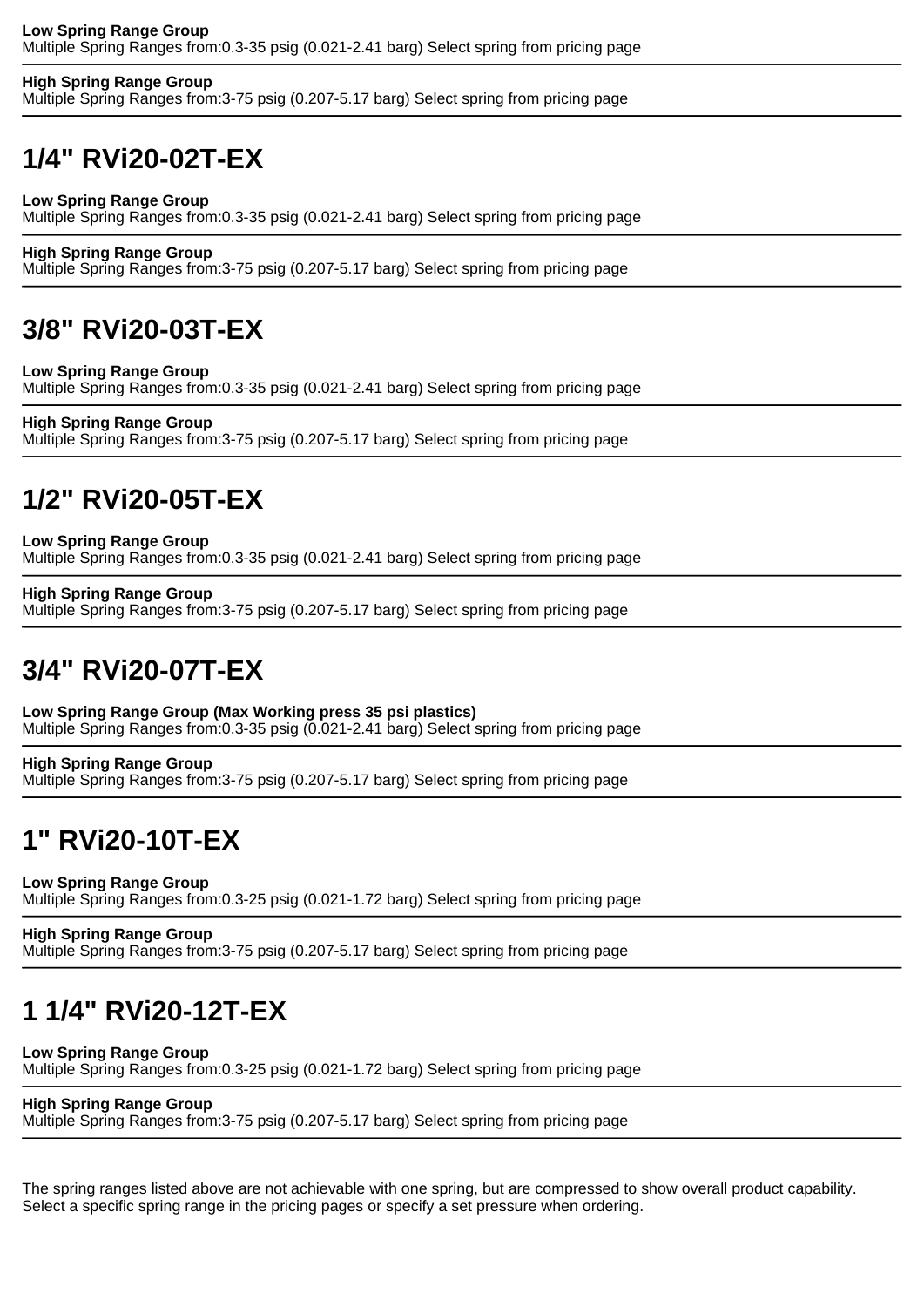**Low Spring Range Group**
Multiple Spring Ranges from:0.3-35 psig (0.021-2.41 barg) Select spring from pricing page

**High Spring Range Group**
Multiple Spring Ranges from:3-75 psig (0.207-5.17 barg) Select spring from pricing page

## 1/4" RVi20-02T-EX

**Low Spring Range Group**
Multiple Spring Ranges from:0.3-35 psig (0.021-2.41 barg) Select spring from pricing page

**High Spring Range Group**
Multiple Spring Ranges from:3-75 psig (0.207-5.17 barg) Select spring from pricing page

## 3/8" RVi20-03T-EX

**Low Spring Range Group**
Multiple Spring Ranges from:0.3-35 psig (0.021-2.41 barg) Select spring from pricing page

**High Spring Range Group**
Multiple Spring Ranges from:3-75 psig (0.207-5.17 barg) Select spring from pricing page

## 1/2" RVi20-05T-EX

**Low Spring Range Group**
Multiple Spring Ranges from:0.3-35 psig (0.021-2.41 barg) Select spring from pricing page

**High Spring Range Group**
Multiple Spring Ranges from:3-75 psig (0.207-5.17 barg) Select spring from pricing page

## 3/4" RVi20-07T-EX

**Low Spring Range Group (Max Working press 35 psi plastics)**
Multiple Spring Ranges from:0.3-35 psig (0.021-2.41 barg) Select spring from pricing page

**High Spring Range Group**
Multiple Spring Ranges from:3-75 psig (0.207-5.17 barg) Select spring from pricing page

## 1" RVi20-10T-EX

**Low Spring Range Group**
Multiple Spring Ranges from:0.3-25 psig (0.021-1.72 barg) Select spring from pricing page

**High Spring Range Group**
Multiple Spring Ranges from:3-75 psig (0.207-5.17 barg) Select spring from pricing page

## 1 1/4" RVi20-12T-EX

**Low Spring Range Group**
Multiple Spring Ranges from:0.3-25 psig (0.021-1.72 barg) Select spring from pricing page

**High Spring Range Group**
Multiple Spring Ranges from:3-75 psig (0.207-5.17 barg) Select spring from pricing page

The spring ranges listed above are not achievable with one spring, but are compressed to show overall product capability. Select a specific spring range in the pricing pages or specify a set pressure when ordering.